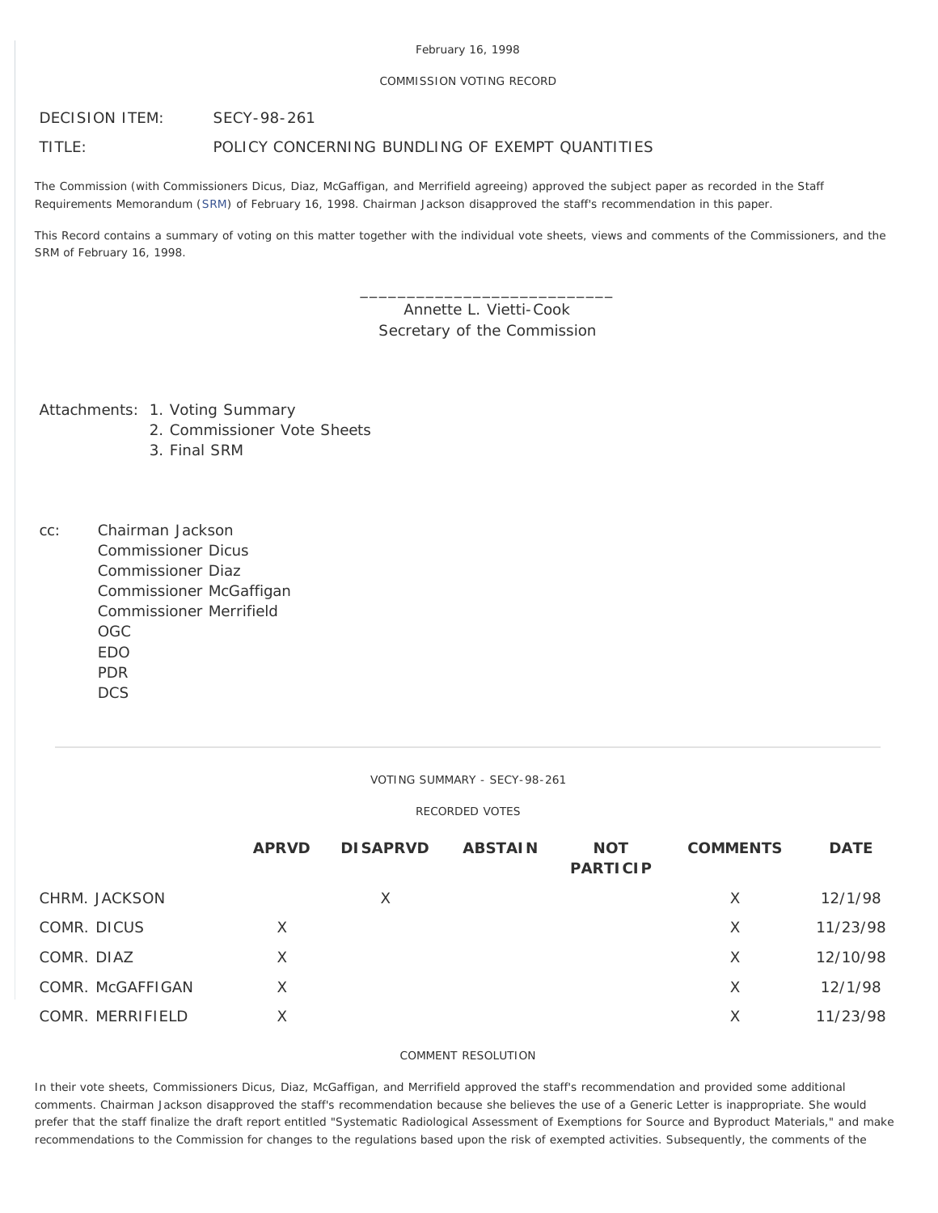February 16, 1998

COMMISSION VOTING RECORD

DECISION ITEM: SECY-98-261

TITLE: POLICY CONCERNING BUNDLING OF EXEMPT QUANTITIES

The Commission (with Commissioners Dicus, Diaz, McGaffigan, and Merrifield agreeing) approved the subject paper as recorded in the Staff Requirements Memorandum (SRM) of February 16, 1998. Chairman Jackson disapproved the staff's recommendation in this paper.

This Record contains a summary of voting on this matter together with the individual vote sheets, views and comments of the Commissioners, and the SRM of February 16, 1998.

\_\_\_\_\_\_\_\_\_\_\_\_\_\_\_\_\_\_\_\_\_\_\_\_\_\_\_\_
Annette L. Vietti-Cook
Secretary of the Commission

Attachments:
1. Voting Summary
2. Commissioner Vote Sheets
3. Final SRM

cc:
Chairman Jackson
Commissioner Dicus
Commissioner Diaz
Commissioner McGaffigan
Commissioner Merrifield
OGC
EDO
PDR
DCS

---

VOTING SUMMARY - SECY-98-261

RECORDED VOTES

| | APRVD | DISAPRVD | ABSTAIN | NOT PARTICIP | COMMENTS | DATE |
|---|---|---|---|---|---|---|
| CHRM. JACKSON | | X | | | X | 12/1/98 |
| COMR. DICUS | X | | | | X | 11/23/98 |
| COMR. DIAZ | X | | | | X | 12/10/98 |
| COMR. McGAFFIGAN | X | | | | X | 12/1/98 |
| COMR. MERRIFIELD | X | | | | X | 11/23/98 |

COMMENT RESOLUTION

In their vote sheets, Commissioners Dicus, Diaz, McGaffigan, and Merrifield approved the staff's recommendation and provided some additional comments. Chairman Jackson disapproved the staff's recommendation because she believes the use of a Generic Letter is inappropriate. She would prefer that the staff finalize the draft report entitled "Systematic Radiological Assessment of Exemptions for Source and Byproduct Materials," and make recommendations to the Commission for changes to the regulations based upon the risk of exempted activities. Subsequently, the comments of the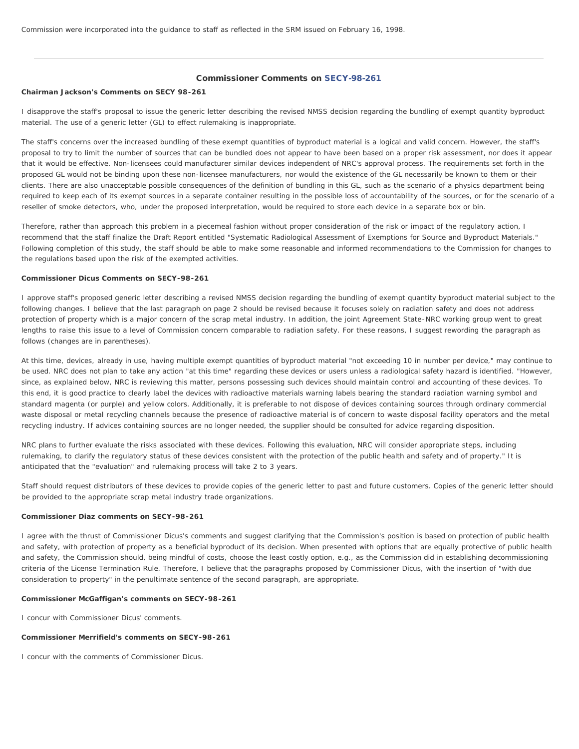Commission were incorporated into the guidance to staff as reflected in the SRM issued on February 16, 1998.

---

## Commissioner Comments on SECY-98-261

**Chairman Jackson's Comments on SECY 98-261**

I disapprove the staff's proposal to issue the generic letter describing the revised NMSS decision regarding the bundling of exempt quantity byproduct material. The use of a generic letter (GL) to effect rulemaking is inappropriate.

The staff's concerns over the increased bundling of these exempt quantities of byproduct material is a logical and valid concern. However, the staff's proposal to try to limit the number of sources that can be bundled does not appear to have been based on a proper risk assessment, nor does it appear that it would be effective. Non-licensees could manufacturer similar devices independent of NRC's approval process. The requirements set forth in the proposed GL would not be binding upon these non-licensee manufacturers, nor would the existence of the GL necessarily be known to them or their clients. There are also unacceptable possible consequences of the definition of bundling in this GL, such as the scenario of a physics department being required to keep each of its exempt sources in a separate container resulting in the possible loss of accountability of the sources, or for the scenario of a reseller of smoke detectors, who, under the proposed interpretation, would be required to store each device in a separate box or bin.

Therefore, rather than approach this problem in a piecemeal fashion without proper consideration of the risk or impact of the regulatory action, I recommend that the staff finalize the Draft Report entitled "Systematic Radiological Assessment of Exemptions for Source and Byproduct Materials." Following completion of this study, the staff should be able to make some reasonable and informed recommendations to the Commission for changes to the regulations based upon the risk of the exempted activities.

**Commissioner Dicus Comments on SECY-98-261**

I approve staff's proposed generic letter describing a revised NMSS decision regarding the bundling of exempt quantity byproduct material subject to the following changes. I believe that the last paragraph on page 2 should be revised because it focuses solely on radiation safety and does not address protection of property which is a major concern of the scrap metal industry. In addition, the joint Agreement State-NRC working group went to great lengths to raise this issue to a level of Commission concern comparable to radiation safety. For these reasons, I suggest rewording the paragraph as follows (changes are in parentheses).

At this time, devices, already in use, having multiple exempt quantities of byproduct material "not exceeding 10 in number per device," may continue to be used. NRC does not plan to take any action "at this time" regarding these devices or users unless a radiological safety hazard is identified. "However, since, as explained below, NRC is reviewing this matter, persons possessing such devices should maintain control and accounting of these devices. To this end, it is good practice to clearly label the devices with radioactive materials warning labels bearing the standard radiation warning symbol and standard magenta (or purple) and yellow colors. Additionally, it is preferable to not dispose of devices containing sources through ordinary commercial waste disposal or metal recycling channels because the presence of radioactive material is of concern to waste disposal facility operators and the metal recycling industry. If advices containing sources are no longer needed, the supplier should be consulted for advice regarding disposition.

NRC plans to further evaluate the risks associated with these devices. Following this evaluation, NRC will consider appropriate steps, including rulemaking, to clarify the regulatory status of these devices consistent with the protection of the public health and safety and of property." It is anticipated that the "evaluation" and rulemaking process will take 2 to 3 years.

Staff should request distributors of these devices to provide copies of the generic letter to past and future customers. Copies of the generic letter should be provided to the appropriate scrap metal industry trade organizations.

**Commissioner Diaz comments on SECY-98-261**

I agree with the thrust of Commissioner Dicus's comments and suggest clarifying that the Commission's position is based on protection of public health and safety, with protection of property as a beneficial byproduct of its decision. When presented with options that are equally protective of public health and safety, the Commission should, being mindful of costs, choose the least costly option, e.g., as the Commission did in establishing decommissioning criteria of the License Termination Rule. Therefore, I believe that the paragraphs proposed by Commissioner Dicus, with the insertion of "with due consideration to property" in the penultimate sentence of the second paragraph, are appropriate.

**Commissioner McGaffigan's comments on SECY-98-261**

I concur with Commissioner Dicus' comments.

**Commissioner Merrifield's comments on SECY-98-261**

I concur with the comments of Commissioner Dicus.